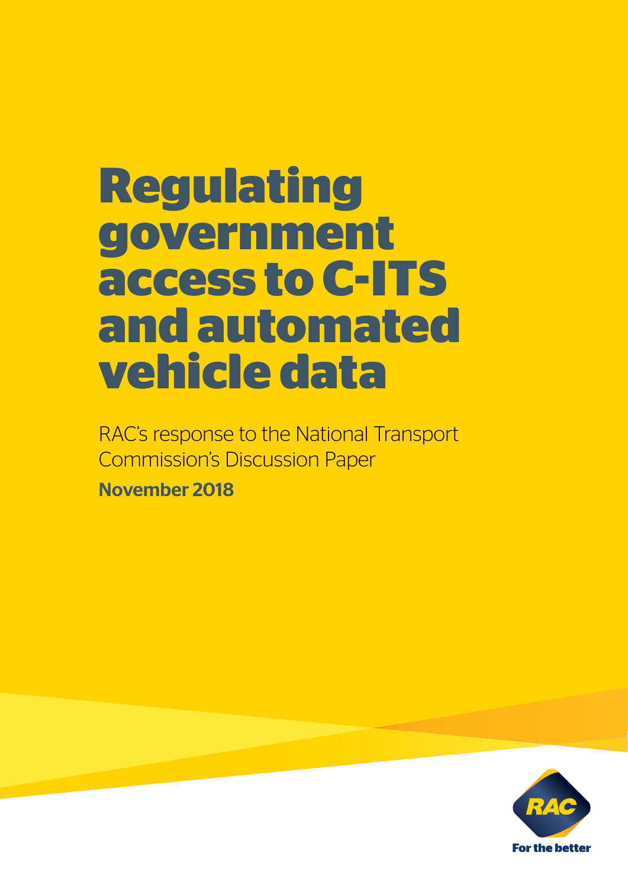# Regulating government access to C-ITS and automated vehicle data

RAC's response to the National Transport Commission's Discussion Paper

**November 2018**

RAC

For the better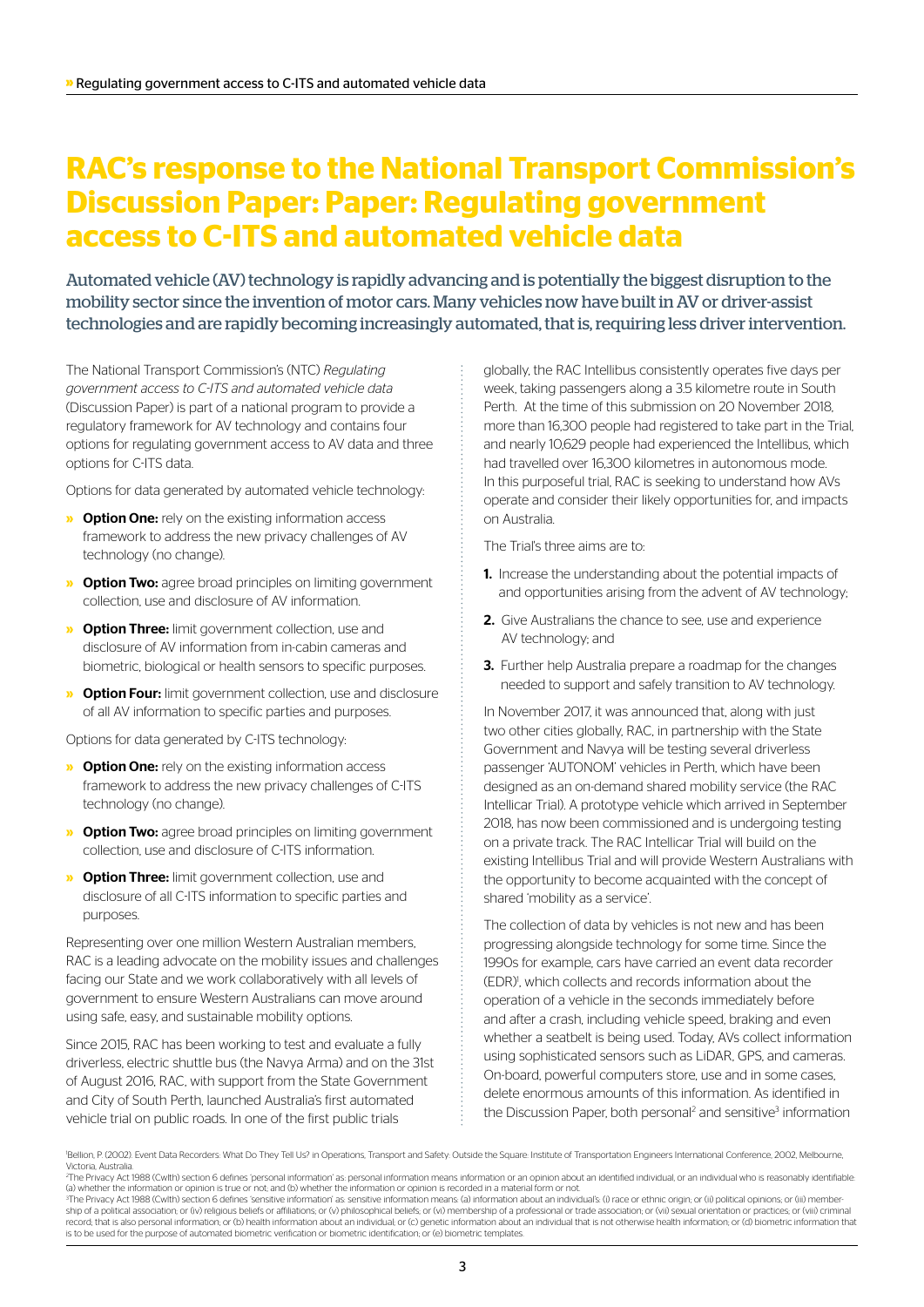# RAC's response to the National Transport Commission's Discussion Paper: Paper: Regulating government access to C-ITS and automated vehicle data

Automated vehicle (AV) technology is rapidly advancing and is potentially the biggest disruption to the mobility sector since the invention of motor cars. Many vehicles now have built in AV or driver-assist technologies and are rapidly becoming increasingly automated, that is, requiring less driver intervention.

The National Transport Commission's (NTC) *Regulating government access to C-ITS and automated vehicle data* (Discussion Paper) is part of a national program to provide a regulatory framework for AV technology and contains four options for regulating government access to AV data and three options for C-ITS data.

Options for data generated by automated vehicle technology:

- **Option One:** rely on the existing information access framework to address the new privacy challenges of AV technology (no change).
- **Option Two:** agree broad principles on limiting government collection, use and disclosure of AV information.
- **Option Three:** limit government collection, use and disclosure of AV information from in-cabin cameras and biometric, biological or health sensors to specific purposes.
- **Option Four:** limit government collection, use and disclosure of all AV information to specific parties and purposes.

Options for data generated by C-ITS technology:

- **Option One:** rely on the existing information access framework to address the new privacy challenges of C-ITS technology (no change).
- **Option Two:** agree broad principles on limiting government collection, use and disclosure of C-ITS information.
- **Option Three:** limit government collection, use and disclosure of all C-ITS information to specific parties and purposes.

Representing over one million Western Australian members, RAC is a leading advocate on the mobility issues and challenges facing our State and we work collaboratively with all levels of government to ensure Western Australians can move around using safe, easy, and sustainable mobility options.

Since 2015, RAC has been working to test and evaluate a fully driverless, electric shuttle bus (the Navya Arma) and on the 31st of August 2016, RAC, with support from the State Government and City of South Perth, launched Australia's first automated vehicle trial on public roads. In one of the first public trials globally, the RAC Intellibus consistently operates five days per week, taking passengers along a 3.5 kilometre route in South Perth. At the time of this submission on 20 November 2018, more than 16,300 people had registered to take part in the Trial, and nearly 10,629 people had experienced the Intellibus, which had travelled over 16,300 kilometres in autonomous mode. In this purposeful trial, RAC is seeking to understand how AVs operate and consider their likely opportunities for, and impacts on Australia.

The Trial's three aims are to:

1. Increase the understanding about the potential impacts of and opportunities arising from the advent of AV technology;
2. Give Australians the chance to see, use and experience AV technology; and
3. Further help Australia prepare a roadmap for the changes needed to support and safely transition to AV technology.

In November 2017, it was announced that, along with just two other cities globally, RAC, in partnership with the State Government and Navya will be testing several driverless passenger 'AUTONOM' vehicles in Perth, which have been designed as an on-demand shared mobility service (the RAC Intellicar Trial). A prototype vehicle which arrived in September 2018, has now been commissioned and is undergoing testing on a private track. The RAC Intellicar Trial will build on the existing Intellibus Trial and will provide Western Australians with the opportunity to become acquainted with the concept of shared 'mobility as a service'.

The collection of data by vehicles is not new and has been progressing alongside technology for some time. Since the 1990s for example, cars have carried an event data recorder (EDR)[1], which collects and records information about the operation of a vehicle in the seconds immediately before and after a crash, including vehicle speed, braking and even whether a seatbelt is being used. Today, AVs collect information using sophisticated sensors such as LiDAR, GPS, and cameras. On-board, powerful computers store, use and in some cases, delete enormous amounts of this information. As identified in the Discussion Paper, both personal[2] and sensitive[3] information

---

[1] Bellion, P. (2002). Event Data Recorders: What Do They Tell Us? in Operations, Transport and Safety: Outside the Square: Institute of Transportation Engineers International Conference, 2002, Melbourne, Victoria, Australia.

[2] The Privacy Act 1988 (Cwlth) section 6 defines 'personal information' as: personal information means information or an opinion about an identified individual, or an individual who is reasonably identifiable: (a) whether the information or opinion is true or not; and (b) whether the information or opinion is recorded in a material form or not.

[3] The Privacy Act 1988 (Cwlth) section 6 defines 'sensitive information' as: sensitive information means: (a) information about an individual's: (i) race or ethnic origin; or (ii) political opinions; or (iii) membership of a political association; or (iv) religious beliefs or affiliations; or (v) philosophical beliefs; or (vi) membership of a professional or trade association; or (vii) sexual orientation or practices; or (viii) criminal record; that is also personal information; or (b) health information about an individual; or (c) genetic information about an individual that is not otherwise health information; or (d) biometric information that is to be used for the purpose of automated biometric verification or biometric identification; or (e) biometric templates.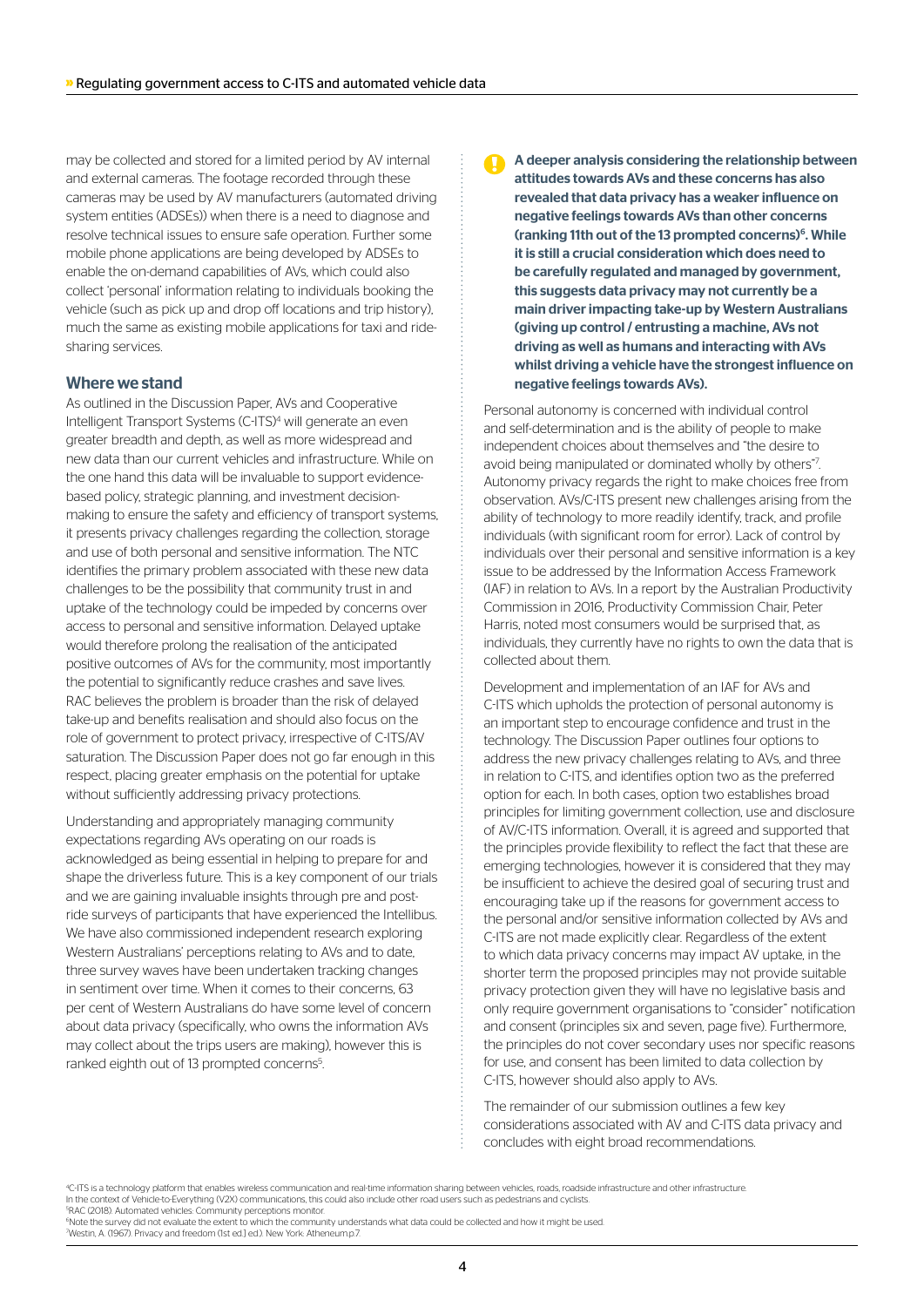may be collected and stored for a limited period by AV internal and external cameras. The footage recorded through these cameras may be used by AV manufacturers (automated driving system entities (ADSEs)) when there is a need to diagnose and resolve technical issues to ensure safe operation. Further some mobile phone applications are being developed by ADSEs to enable the on-demand capabilities of AVs, which could also collect 'personal' information relating to individuals booking the vehicle (such as pick up and drop off locations and trip history), much the same as existing mobile applications for taxi and ride-sharing services.

## Where we stand

As outlined in the Discussion Paper, AVs and Cooperative Intelligent Transport Systems (C-ITS)[4] will generate an even greater breadth and depth, as well as more widespread and new data than our current vehicles and infrastructure. While on the one hand this data will be invaluable to support evidence-based policy, strategic planning, and investment decision-making to ensure the safety and efficiency of transport systems, it presents privacy challenges regarding the collection, storage and use of both personal and sensitive information. The NTC identifies the primary problem associated with these new data challenges to be the possibility that community trust in and uptake of the technology could be impeded by concerns over access to personal and sensitive information. Delayed uptake would therefore prolong the realisation of the anticipated positive outcomes of AVs for the community, most importantly the potential to significantly reduce crashes and save lives. RAC believes the problem is broader than the risk of delayed take-up and benefits realisation and should also focus on the role of government to protect privacy, irrespective of C-ITS/AV saturation. The Discussion Paper does not go far enough in this respect, placing greater emphasis on the potential for uptake without sufficiently addressing privacy protections.

Understanding and appropriately managing community expectations regarding AVs operating on our roads is acknowledged as being essential in helping to prepare for and shape the driverless future. This is a key component of our trials and we are gaining invaluable insights through pre and post-ride surveys of participants that have experienced the Intellibus. We have also commissioned independent research exploring Western Australians' perceptions relating to AVs and to date, three survey waves have been undertaken tracking changes in sentiment over time. When it comes to their concerns, 63 per cent of Western Australians do have some level of concern about data privacy (specifically, who owns the information AVs may collect about the trips users are making), however this is ranked eighth out of 13 prompted concerns[5].

**A deeper analysis considering the relationship between attitudes towards AVs and these concerns has also revealed that data privacy has a weaker influence on negative feelings towards AVs than other concerns (ranking 11th out of the 13 prompted concerns)[6]. While it is still a crucial consideration which does need to be carefully regulated and managed by government, this suggests data privacy may not currently be a main driver impacting take-up by Western Australians (giving up control / entrusting a machine, AVs not driving as well as humans and interacting with AVs whilst driving a vehicle have the strongest influence on negative feelings towards AVs).**

Personal autonomy is concerned with individual control and self-determination and is the ability of people to make independent choices about themselves and "the desire to avoid being manipulated or dominated wholly by others"[7]. Autonomy privacy regards the right to make choices free from observation. AVs/C-ITS present new challenges arising from the ability of technology to more readily identify, track, and profile individuals (with significant room for error). Lack of control by individuals over their personal and sensitive information is a key issue to be addressed by the Information Access Framework (IAF) in relation to AVs. In a report by the Australian Productivity Commission in 2016, Productivity Commission Chair, Peter Harris, noted most consumers would be surprised that, as individuals, they currently have no rights to own the data that is collected about them.

Development and implementation of an IAF for AVs and C-ITS which upholds the protection of personal autonomy is an important step to encourage confidence and trust in the technology. The Discussion Paper outlines four options to address the new privacy challenges relating to AVs, and three in relation to C-ITS, and identifies option two as the preferred option for each. In both cases, option two establishes broad principles for limiting government collection, use and disclosure of AV/C-ITS information. Overall, it is agreed and supported that the principles provide flexibility to reflect the fact that these are emerging technologies, however it is considered that they may be insufficient to achieve the desired goal of securing trust and encouraging take up if the reasons for government access to the personal and/or sensitive information collected by AVs and C-ITS are not made explicitly clear. Regardless of the extent to which data privacy concerns may impact AV uptake, in the shorter term the proposed principles may not provide suitable privacy protection given they will have no legislative basis and only require government organisations to "consider" notification and consent (principles six and seven, page five). Furthermore, the principles do not cover secondary uses nor specific reasons for use, and consent has been limited to data collection by C-ITS, however should also apply to AVs.

The remainder of our submission outlines a few key considerations associated with AV and C-ITS data privacy and concludes with eight broad recommendations.

[4] C-ITS is a technology platform that enables wireless communication and real-time information sharing between vehicles, roads, roadside infrastructure and other infrastructure. In the context of Vehicle-to-Everything (V2X) communications, this could also include other road users such as pedestrians and cyclists.
[5] RAC (2018). Automated vehicles: Community perceptions monitor.
[6] Note the survey did not evaluate the extent to which the community understands what data could be collected and how it might be used.
[7] Westin, A. (1967). Privacy and freedom (1st ed.] ed.). New York: Atheneum.p.7.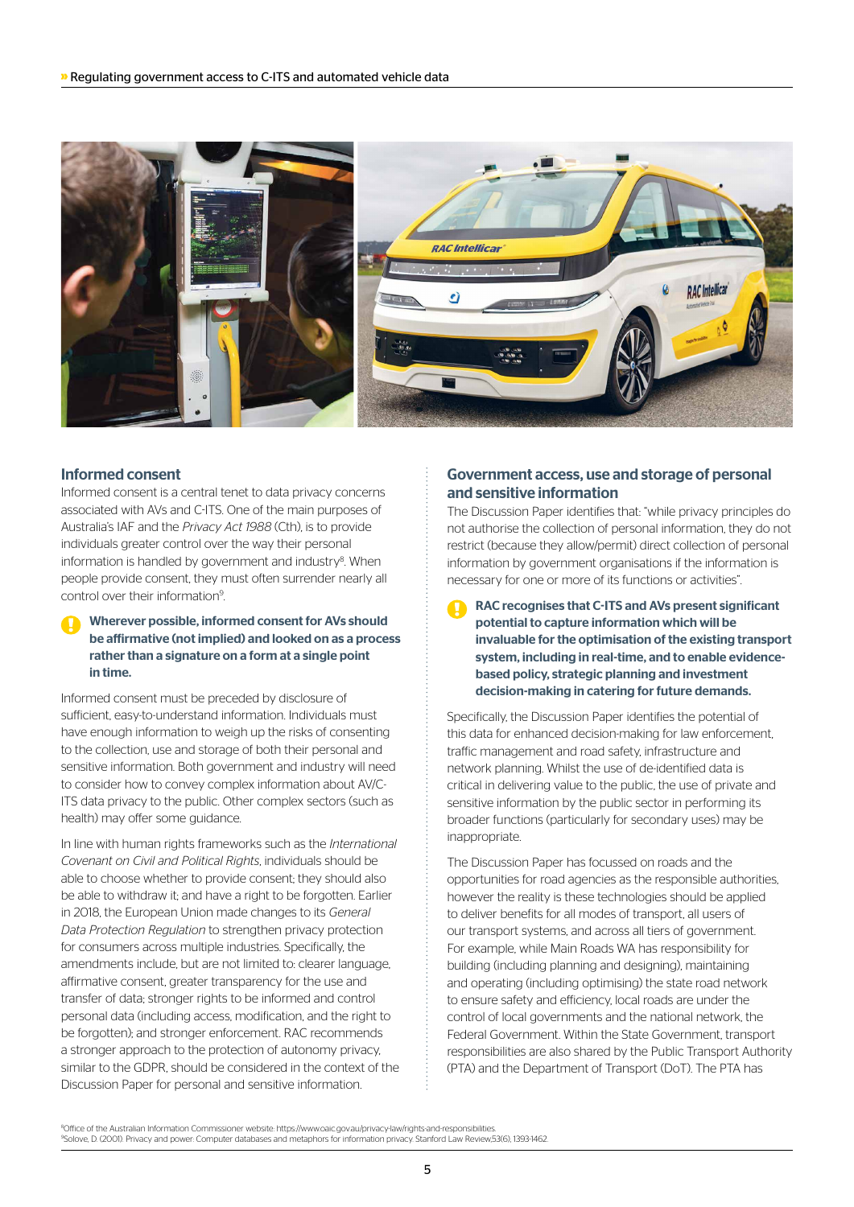## Informed consent

Informed consent is a central tenet to data privacy concerns associated with AVs and C-ITS. One of the main purposes of Australia's IAF and the *Privacy Act 1988* (Cth), is to provide individuals greater control over the way their personal information is handled by government and industry[8]. When people provide consent, they must often surrender nearly all control over their information[9].

**Wherever possible, informed consent for AVs should be affirmative (not implied) and looked on as a process rather than a signature on a form at a single point in time.**

Informed consent must be preceded by disclosure of sufficient, easy-to-understand information. Individuals must have enough information to weigh up the risks of consenting to the collection, use and storage of both their personal and sensitive information. Both government and industry will need to consider how to convey complex information about AV/C-ITS data privacy to the public. Other complex sectors (such as health) may offer some guidance.

In line with human rights frameworks such as the *International Covenant on Civil and Political Rights*, individuals should be able to choose whether to provide consent; they should also be able to withdraw it; and have a right to be forgotten. Earlier in 2018, the European Union made changes to its *General Data Protection Regulation* to strengthen privacy protection for consumers across multiple industries. Specifically, the amendments include, but are not limited to: clearer language, affirmative consent, greater transparency for the use and transfer of data; stronger rights to be informed and control personal data (including access, modification, and the right to be forgotten); and stronger enforcement. RAC recommends a stronger approach to the protection of autonomy privacy, similar to the GDPR, should be considered in the context of the Discussion Paper for personal and sensitive information.

## Government access, use and storage of personal and sensitive information

The Discussion Paper identifies that: "while privacy principles do not authorise the collection of personal information, they do not restrict (because they allow/permit) direct collection of personal information by government organisations if the information is necessary for one or more of its functions or activities".

**RAC recognises that C-ITS and AVs present significant potential to capture information which will be invaluable for the optimisation of the existing transport system, including in real-time, and to enable evidence-based policy, strategic planning and investment decision-making in catering for future demands.**

Specifically, the Discussion Paper identifies the potential of this data for enhanced decision-making for law enforcement, traffic management and road safety, infrastructure and network planning. Whilst the use of de-identified data is critical in delivering value to the public, the use of private and sensitive information by the public sector in performing its broader functions (particularly for secondary uses) may be inappropriate.

The Discussion Paper has focussed on roads and the opportunities for road agencies as the responsible authorities, however the reality is these technologies should be applied to deliver benefits for all modes of transport, all users of our transport systems, and across all tiers of government. For example, while Main Roads WA has responsibility for building (including planning and designing), maintaining and operating (including optimising) the state road network to ensure safety and efficiency, local roads are under the control of local governments and the national network, the Federal Government. Within the State Government, transport responsibilities are also shared by the Public Transport Authority (PTA) and the Department of Transport (DoT). The PTA has

[8] Office of the Australian Information Commissioner website: https://www.oaic.gov.au/privacy-law/rights-and-responsibilities.
[9] Solove, D. (2001). Privacy and power: Computer databases and metaphors for information privacy. Stanford Law Review,53(6), 1393-1462.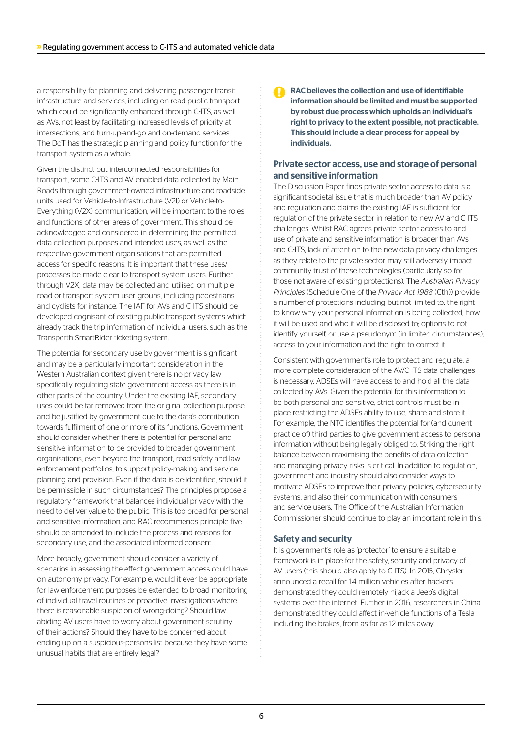a responsibility for planning and delivering passenger transit infrastructure and services, including on-road public transport which could be significantly enhanced through C-ITS, as well as AVs, not least by facilitating increased levels of priority at intersections, and turn-up-and-go and on-demand services. The DoT has the strategic planning and policy function for the transport system as a whole.

Given the distinct but interconnected responsibilities for transport, some C-ITS and AV enabled data collected by Main Roads through government-owned infrastructure and roadside units used for Vehicle-to-Infrastructure (V2I) or Vehicle-to-Everything (V2X) communication, will be important to the roles and functions of other areas of government. This should be acknowledged and considered in determining the permitted data collection purposes and intended uses, as well as the respective government organisations that are permitted access for specific reasons. It is important that these uses/processes be made clear to transport system users. Further through V2X, data may be collected and utilised on multiple road or transport system user groups, including pedestrians and cyclists for instance. The IAF for AVs and C-ITS should be developed cognisant of existing public transport systems which already track the trip information of individual users, such as the Transperth SmartRider ticketing system.

The potential for secondary use by government is significant and may be a particularly important consideration in the Western Australian context given there is no privacy law specifically regulating state government access as there is in other parts of the country. Under the existing IAF, secondary uses could be far removed from the original collection purpose and be justified by government due to the data's contribution towards fulfilment of one or more of its functions. Government should consider whether there is potential for personal and sensitive information to be provided to broader government organisations, even beyond the transport, road safety and law enforcement portfolios, to support policy-making and service planning and provision. Even if the data is de-identified, should it be permissible in such circumstances? The principles propose a regulatory framework that balances individual privacy with the need to deliver value to the public. This is too broad for personal and sensitive information, and RAC recommends principle five should be amended to include the process and reasons for secondary use, and the associated informed consent.

More broadly, government should consider a variety of scenarios in assessing the effect government access could have on autonomy privacy. For example, would it ever be appropriate for law enforcement purposes be extended to broad monitoring of individual travel routines or proactive investigations where there is reasonable suspicion of wrong-doing? Should law abiding AV users have to worry about government scrutiny of their actions? Should they have to be concerned about ending up on a suspicious-persons list because they have some unusual habits that are entirely legal?

**RAC believes the collection and use of identifiable information should be limited and must be supported by robust due process which upholds an individual's right to privacy to the extent possible, not practicable. This should include a clear process for appeal by individuals.**

## Private sector access, use and storage of personal and sensitive information

The Discussion Paper finds private sector access to data is a significant societal issue that is much broader than AV policy and regulation and claims the existing IAF is sufficient for regulation of the private sector in relation to new AV and C-ITS challenges. Whilst RAC agrees private sector access to and use of private and sensitive information is broader than AVs and C-ITS, lack of attention to the new data privacy challenges as they relate to the private sector may still adversely impact community trust of these technologies (particularly so for those not aware of existing protections). The *Australian Privacy Principles* (Schedule One of the *Privacy Act 1988* (Cth)) provide a number of protections including but not limited to: the right to know why your personal information is being collected, how it will be used and who it will be disclosed to; options to not identify yourself, or use a pseudonym (in limited circumstances); access to your information and the right to correct it.

Consistent with government's role to protect and regulate, a more complete consideration of the AV/C-ITS data challenges is necessary. ADSEs will have access to and hold all the data collected by AVs. Given the potential for this information to be both personal and sensitive, strict controls must be in place restricting the ADSEs ability to use, share and store it. For example, the NTC identifies the potential for (and current practice of) third parties to give government access to personal information without being legally obliged to. Striking the right balance between maximising the benefits of data collection and managing privacy risks is critical. In addition to regulation, government and industry should also consider ways to motivate ADSEs to improve their privacy policies, cybersecurity systems, and also their communication with consumers and service users. The Office of the Australian Information Commissioner should continue to play an important role in this.

## Safety and security

It is government's role as 'protector' to ensure a suitable framework is in place for the safety, security and privacy of AV users (this should also apply to C-ITS). In 2015, Chrysler announced a recall for 1.4 million vehicles after hackers demonstrated they could remotely hijack a Jeep's digital systems over the internet. Further in 2016, researchers in China demonstrated they could affect in-vehicle functions of a Tesla including the brakes, from as far as 12 miles away.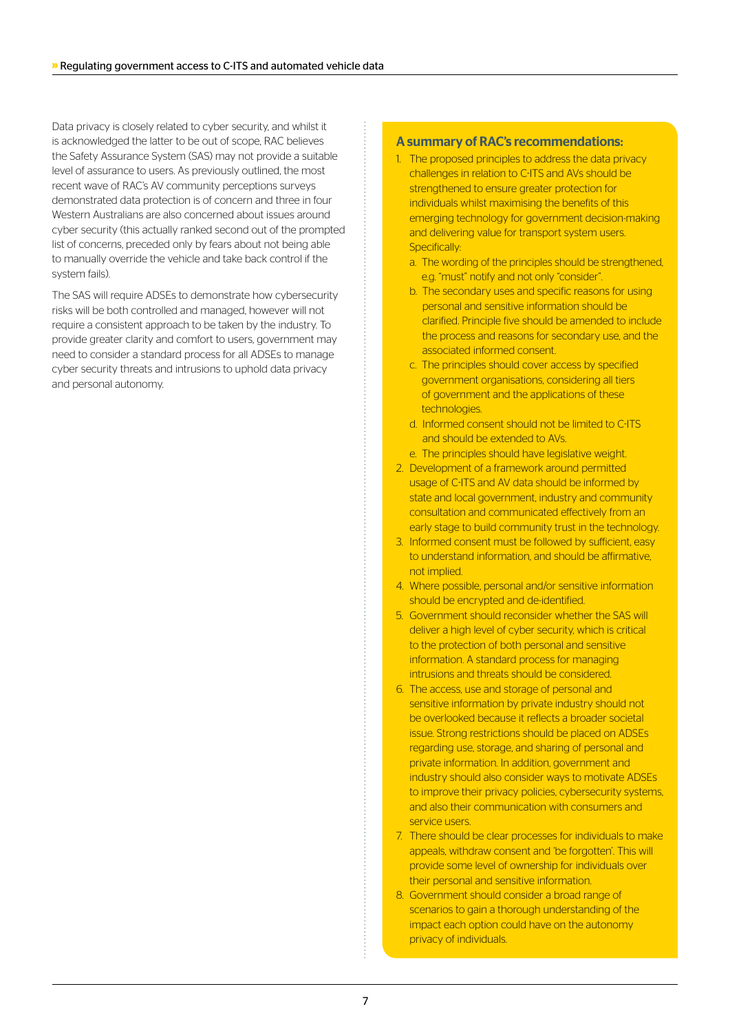Data privacy is closely related to cyber security, and whilst it is acknowledged the latter to be out of scope, RAC believes the Safety Assurance System (SAS) may not provide a suitable level of assurance to users. As previously outlined, the most recent wave of RAC's AV community perceptions surveys demonstrated data protection is of concern and three in four Western Australians are also concerned about issues around cyber security (this actually ranked second out of the prompted list of concerns, preceded only by fears about not being able to manually override the vehicle and take back control if the system fails).

The SAS will require ADSEs to demonstrate how cybersecurity risks will be both controlled and managed, however will not require a consistent approach to be taken by the industry. To provide greater clarity and comfort to users, government may need to consider a standard process for all ADSEs to manage cyber security threats and intrusions to uphold data privacy and personal autonomy.

### A summary of RAC's recommendations:

1. The proposed principles to address the data privacy challenges in relation to C-ITS and AVs should be strengthened to ensure greater protection for individuals whilst maximising the benefits of this emerging technology for government decision-making and delivering value for transport system users. Specifically:
   a. The wording of the principles should be strengthened, e.g. "must" notify and not only "consider".
   b. The secondary uses and specific reasons for using personal and sensitive information should be clarified. Principle five should be amended to include the process and reasons for secondary use, and the associated informed consent.
   c. The principles should cover access by specified government organisations, considering all tiers of government and the applications of these technologies.
   d. Informed consent should not be limited to C-ITS and should be extended to AVs.
   e. The principles should have legislative weight.
2. Development of a framework around permitted usage of C-ITS and AV data should be informed by state and local government, industry and community consultation and communicated effectively from an early stage to build community trust in the technology.
3. Informed consent must be followed by sufficient, easy to understand information, and should be affirmative, not implied.
4. Where possible, personal and/or sensitive information should be encrypted and de-identified.
5. Government should reconsider whether the SAS will deliver a high level of cyber security, which is critical to the protection of both personal and sensitive information. A standard process for managing intrusions and threats should be considered.
6. The access, use and storage of personal and sensitive information by private industry should not be overlooked because it reflects a broader societal issue. Strong restrictions should be placed on ADSEs regarding use, storage, and sharing of personal and private information. In addition, government and industry should also consider ways to motivate ADSEs to improve their privacy policies, cybersecurity systems, and also their communication with consumers and service users.
7. There should be clear processes for individuals to make appeals, withdraw consent and 'be forgotten'. This will provide some level of ownership for individuals over their personal and sensitive information.
8. Government should consider a broad range of scenarios to gain a thorough understanding of the impact each option could have on the autonomy privacy of individuals.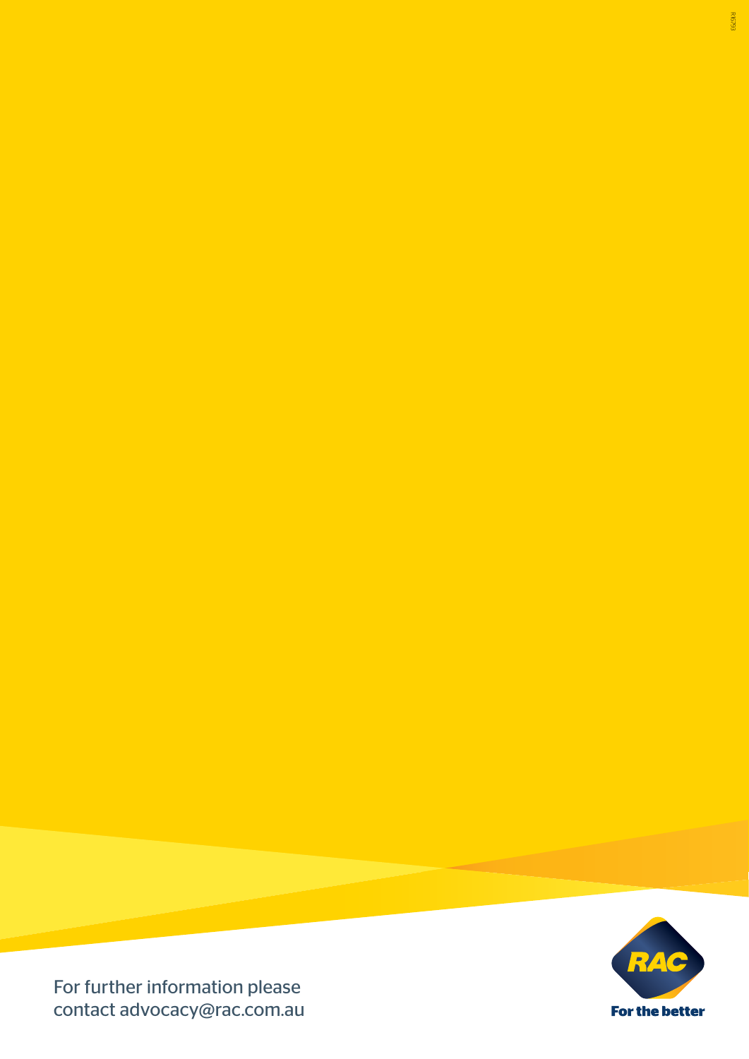For further information please
contact advocacy@rac.com.au

RAC

For the better